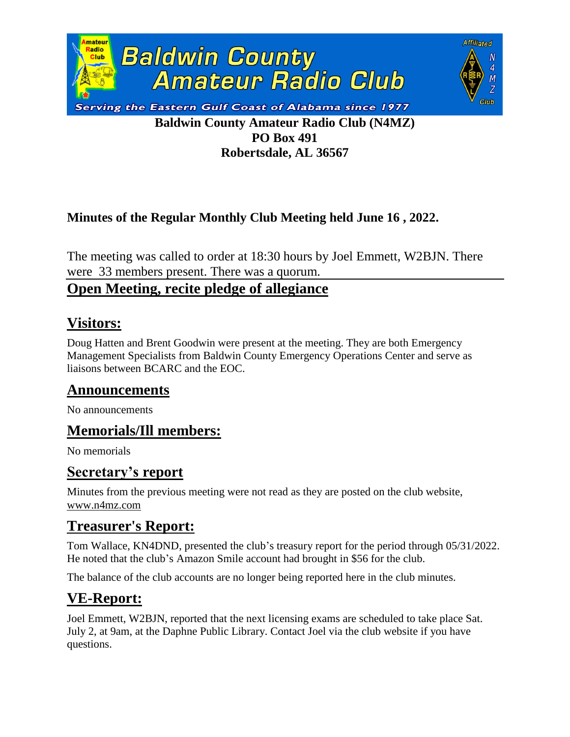# Baldwin County Amateur Radio Club

Serving the Eastern Gulf Coast of Alabama since 1977

**Baldwin County Amateur Radio Club (N4MZ)**
**PO Box 491**
**Robertsdale, AL 36567**

**Minutes of the Regular Monthly Club Meeting held June 16 , 2022.**

The meeting was called to order at 18:30 hours by Joel Emmett, W2BJN. There were 33 members present. There was a quorum.

## Open Meeting, recite pledge of allegiance

## Visitors:

Doug Hatten and Brent Goodwin were present at the meeting. They are both Emergency Management Specialists from Baldwin County Emergency Operations Center and serve as liaisons between BCARC and the EOC.

## Announcements

No announcements

## Memorials/Ill members:

No memorials

## Secretary's report

Minutes from the previous meeting were not read as they are posted on the club website, www.n4mz.com

## Treasurer's Report:

Tom Wallace, KN4DND, presented the club's treasury report for the period through 05/31/2022. He noted that the club's Amazon Smile account had brought in $56 for the club.

The balance of the club accounts are no longer being reported here in the club minutes.

## VE-Report:

Joel Emmett, W2BJN, reported that the next licensing exams are scheduled to take place Sat. July 2, at 9am, at the Daphne Public Library. Contact Joel via the club website if you have questions.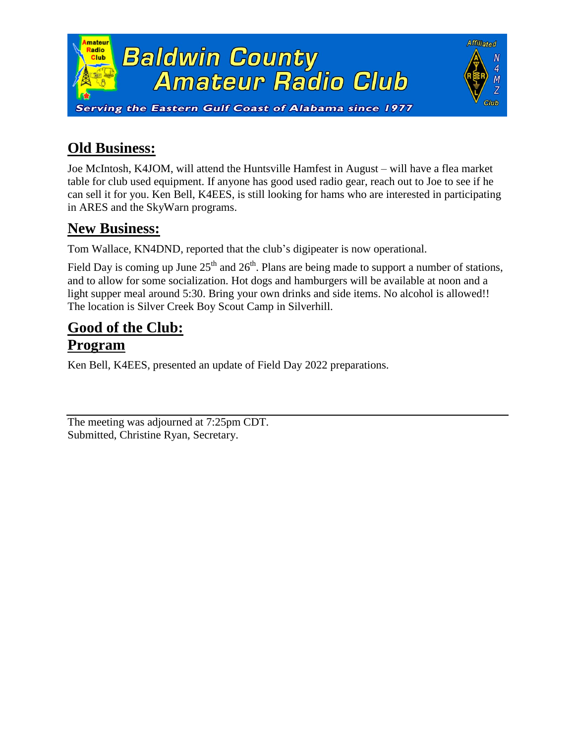## Old Business:

Joe McIntosh, K4JOM, will attend the Huntsville Hamfest in August – will have a flea market table for club used equipment. If anyone has good used radio gear, reach out to Joe to see if he can sell it for you. Ken Bell, K4EES, is still looking for hams who are interested in participating in ARES and the SkyWarn programs.

## New Business:

Tom Wallace, KN4DND, reported that the club's digipeater is now operational.

Field Day is coming up June 25th and 26th. Plans are being made to support a number of stations, and to allow for some socialization. Hot dogs and hamburgers will be available at noon and a light supper meal around 5:30. Bring your own drinks and side items. No alcohol is allowed!! The location is Silver Creek Boy Scout Camp in Silverhill.

## Good of the Club:

## Program

Ken Bell, K4EES, presented an update of Field Day 2022 preparations.

---

The meeting was adjourned at 7:25pm CDT.
Submitted, Christine Ryan, Secretary.